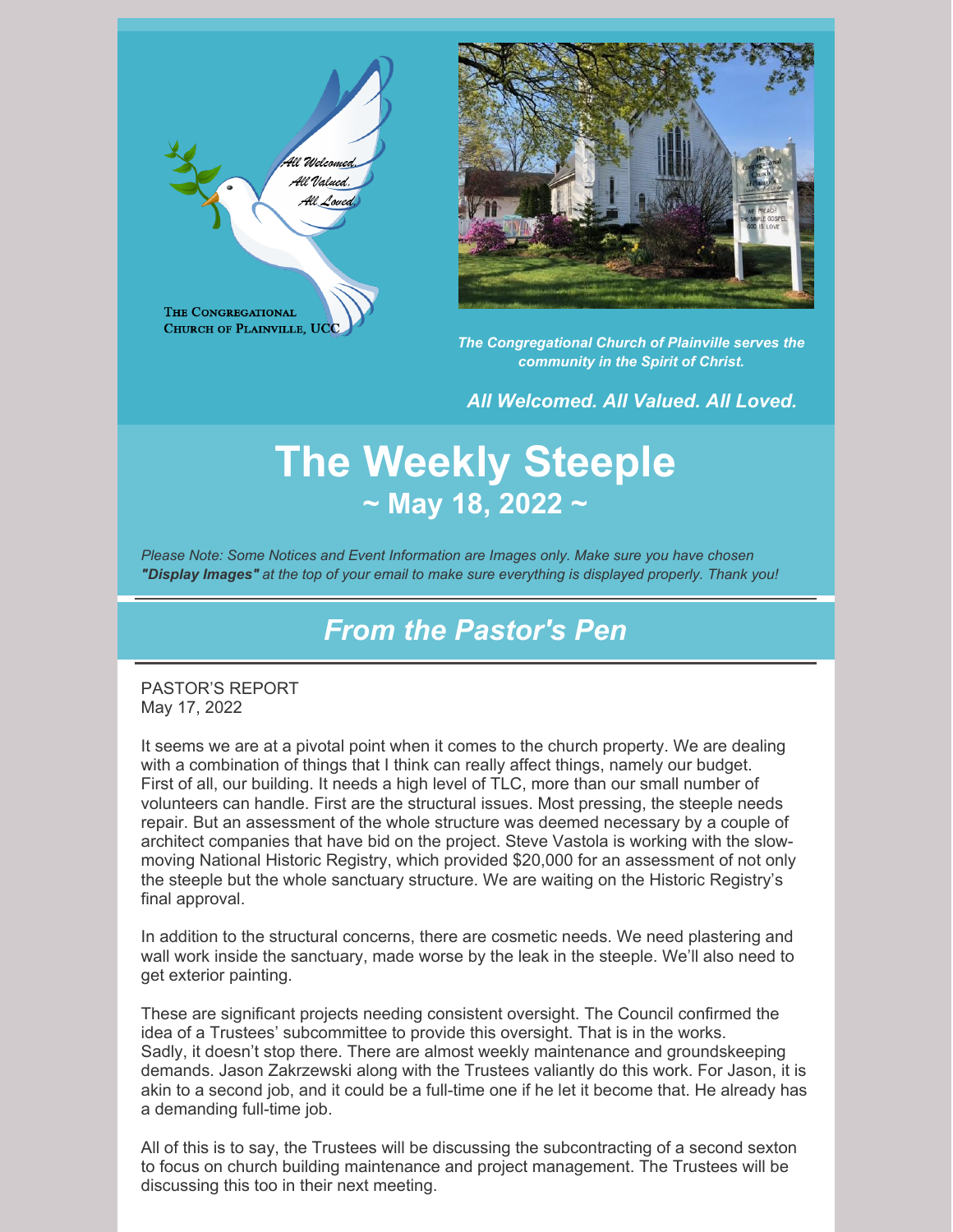The Congregational Church of Plainville, UCC

*The Congregational Church of Plainville serves the community in the Spirit of Christ.*

***All Welcomed. All Valued. All Loved.***

# The Weekly Steeple

## ~ May 18, 2022 ~

*Please Note: Some Notices and Event Information are Images only. Make sure you have chosen **"Display Images"** at the top of your email to make sure everything is displayed properly. Thank you!*

## *From the Pastor's Pen*

PASTOR'S REPORT
May 17, 2022

It seems we are at a pivotal point when it comes to the church property. We are dealing with a combination of things that I think can really affect things, namely our budget. First of all, our building. It needs a high level of TLC, more than our small number of volunteers can handle. First are the structural issues. Most pressing, the steeple needs repair. But an assessment of the whole structure was deemed necessary by a couple of architect companies that have bid on the project. Steve Vastola is working with the slow-moving National Historic Registry, which provided $20,000 for an assessment of not only the steeple but the whole sanctuary structure. We are waiting on the Historic Registry's final approval.

In addition to the structural concerns, there are cosmetic needs. We need plastering and wall work inside the sanctuary, made worse by the leak in the steeple. We'll also need to get exterior painting.

These are significant projects needing consistent oversight. The Council confirmed the idea of a Trustees' subcommittee to provide this oversight. That is in the works. Sadly, it doesn't stop there. There are almost weekly maintenance and groundskeeping demands. Jason Zakrzewski along with the Trustees valiantly do this work. For Jason, it is akin to a second job, and it could be a full-time one if he let it become that. He already has a demanding full-time job.

All of this is to say, the Trustees will be discussing the subcontracting of a second sexton to focus on church building maintenance and project management. The Trustees will be discussing this too in their next meeting.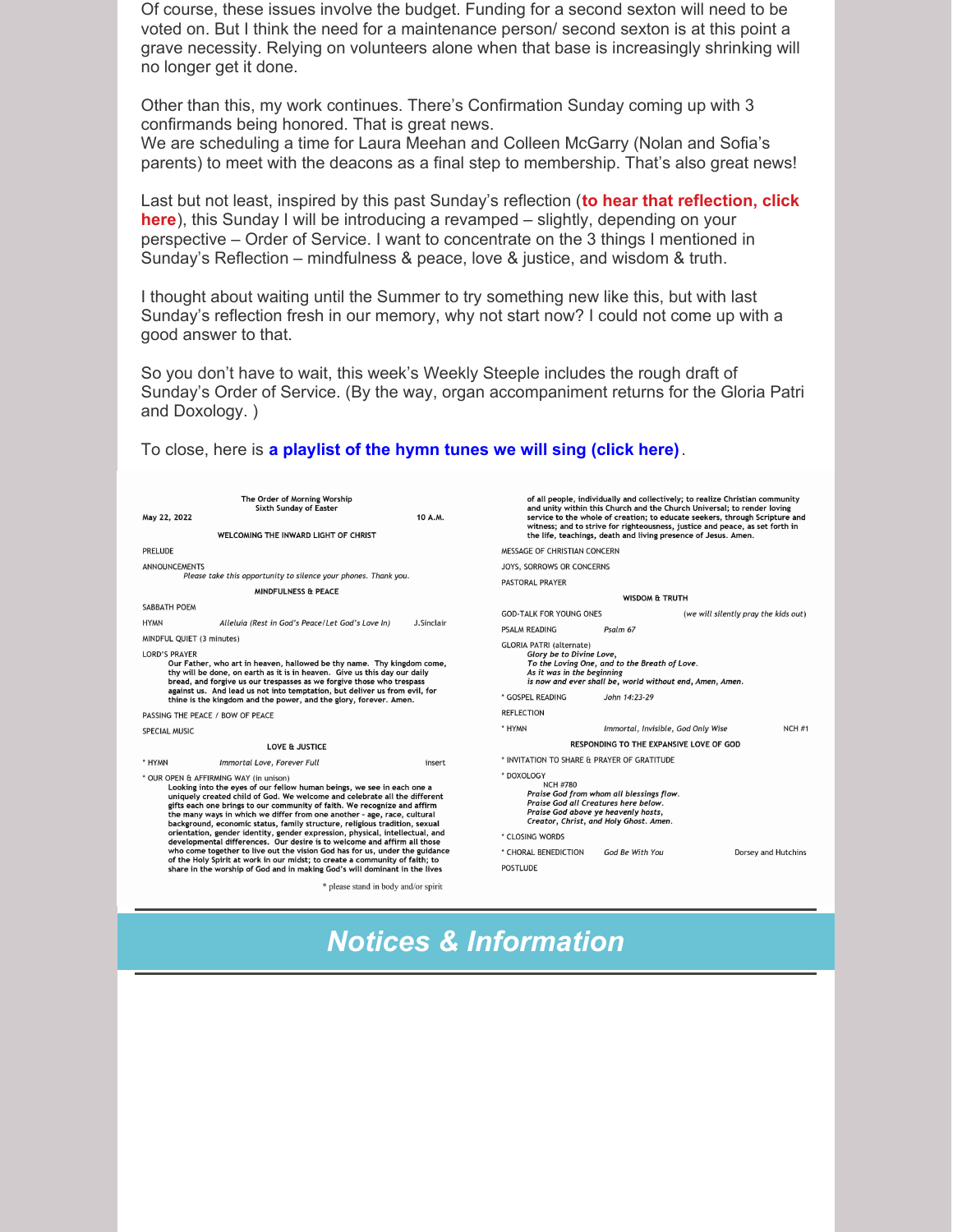Of course, these issues involve the budget. Funding for a second sexton will need to be voted on. But I think the need for a maintenance person/ second sexton is at this point a grave necessity. Relying on volunteers alone when that base is increasingly shrinking will no longer get it done.

Other than this, my work continues. There's Confirmation Sunday coming up with 3 confirmands being honored. That is great news.
We are scheduling a time for Laura Meehan and Colleen McGarry (Nolan and Sofia's parents) to meet with the deacons as a final step to membership. That's also great news!

Last but not least, inspired by this past Sunday's reflection (**to hear that reflection, click here**), this Sunday I will be introducing a revamped – slightly, depending on your perspective – Order of Service. I want to concentrate on the 3 things I mentioned in Sunday's Reflection – mindfulness & peace, love & justice, and wisdom & truth.

I thought about waiting until the Summer to try something new like this, but with last Sunday's reflection fresh in our memory, why not start now? I could not come up with a good answer to that.

So you don't have to wait, this week's Weekly Steeple includes the rough draft of Sunday's Order of Service. (By the way, organ accompaniment returns for the Gloria Patri and Doxology. )

To close, here is **a playlist of the hymn tunes we will sing (click here)**.

**The Order of Morning Worship**
**Sixth Sunday of Easter**

**May 22, 2022** — **10 A.M.**

**WELCOMING THE INWARD LIGHT OF CHRIST**

PRELUDE

ANNOUNCEMENTS
*Please take this opportunity to silence your phones. Thank you.*

**MINDFULNESS & PEACE**

SABBATH POEM

HYMN — *Alleluia (Rest in God's Peace/Let God's Love In)* — J.Sinclair

MINDFUL QUIET (3 minutes)

LORD'S PRAYER
**Our Father, who art in heaven, hallowed be thy name. Thy kingdom come, thy will be done, on earth as it is in heaven. Give us this day our daily bread, and forgive us our trespasses as we forgive those who trespass against us. And lead us not into temptation, but deliver us from evil, for thine is the kingdom and the power, and the glory, forever. Amen.**

PASSING THE PEACE / BOW OF PEACE

SPECIAL MUSIC

**LOVE & JUSTICE**

\* HYMN — *Immortal Love, Forever Full* — insert

\* OUR OPEN & AFFIRMING WAY (in unison)
**Looking into the eyes of our fellow human beings, we see in each one a uniquely created child of God. We welcome and celebrate all the different gifts each one brings to our community of faith. We recognize and affirm the many ways in which we differ from one another - age, race, cultural background, economic status, family structure, religious tradition, sexual orientation, gender identity, gender expression, physical, intellectual, and developmental differences. Our desire is to welcome and affirm all those who come together to live out the vision God has for us, under the guidance of the Holy Spirit at work in our midst; to create a community of faith; to share in the worship of God and in making God's will dominant in the lives of all people, individually and collectively; to realize Christian community and unity within this Church and the Church Universal; to render loving service to the whole of creation; to educate seekers, through Scripture and witness; and to strive for righteousness, justice and peace, as set forth in the life, teachings, death and living presence of Jesus. Amen.**

MESSAGE OF CHRISTIAN CONCERN

JOYS, SORROWS OR CONCERNS

PASTORAL PRAYER

**WISDOM & TRUTH**

GOD-TALK FOR YOUNG ONES — *(we will silently pray the kids out)*

PSALM READING — *Psalm 67*

GLORIA PATRI (alternate)
***Glory be to Divine Love,***
***To the Loving One, and to the Breath of Love.***
***As it was in the beginning***
***is now and ever shall be, world without end, Amen, Amen.***

\* GOSPEL READING — *John 14:23-29*

REFLECTION

\* HYMN — *Immortal, Invisible, God Only Wise* — NCH #1

**RESPONDING TO THE EXPANSIVE LOVE OF GOD**

\* INVITATION TO SHARE & PRAYER OF GRATITUDE

\* DOXOLOGY
NCH #780
***Praise God from whom all blessings flow.***
***Praise God all Creatures here below.***
***Praise God above ye heavenly hosts,***
***Creator, Christ, and Holy Ghost. Amen.***

\* CLOSING WORDS

\* CHORAL BENEDICTION — *God Be With You* — Dorsey and Hutchins

POSTLUDE

\* please stand in body and/or spirit

## *Notices & Information*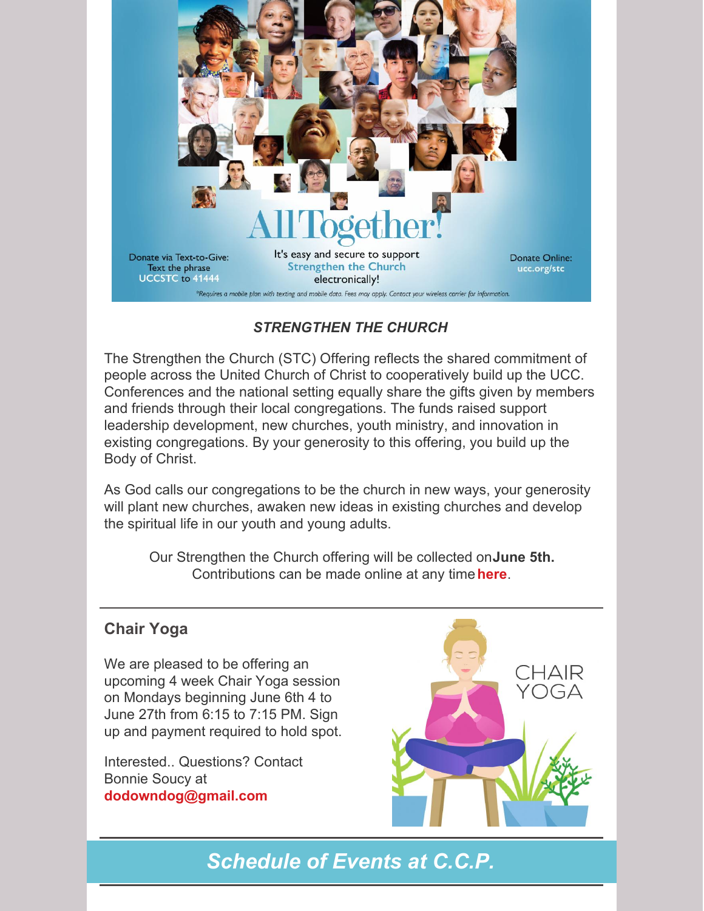Donate via Text-to-Give: Text the phrase UCCSTC to 41444

All Together!

It's easy and secure to support Strengthen the Church electronically!

Donate Online: ucc.org/stc

*Requires a mobile plan with texting and mobile data. Fees may apply. Contact your wireless carrier for information.

***STRENGTHEN THE CHURCH***

The Strengthen the Church (STC) Offering reflects the shared commitment of people across the United Church of Christ to cooperatively build up the UCC. Conferences and the national setting equally share the gifts given by members and friends through their local congregations. The funds raised support leadership development, new churches, youth ministry, and innovation in existing congregations. By your generosity to this offering, you build up the Body of Christ.

As God calls our congregations to be the church in new ways, your generosity will plant new churches, awaken new ideas in existing churches and develop the spiritual life in our youth and young adults.

Our Strengthen the Church offering will be collected on**June 5th.** Contributions can be made online at any time **here**.

---

## Chair Yoga

We are pleased to be offering an upcoming 4 week Chair Yoga session on Mondays beginning June 6th 4 to June 27th from 6:15 to 7:15 PM. Sign up and payment required to hold spot.

Interested.. Questions? Contact Bonnie Soucy at **dodowndog@gmail.com**

CHAIR YOGA

---

## *Schedule of Events at C.C.P.*

---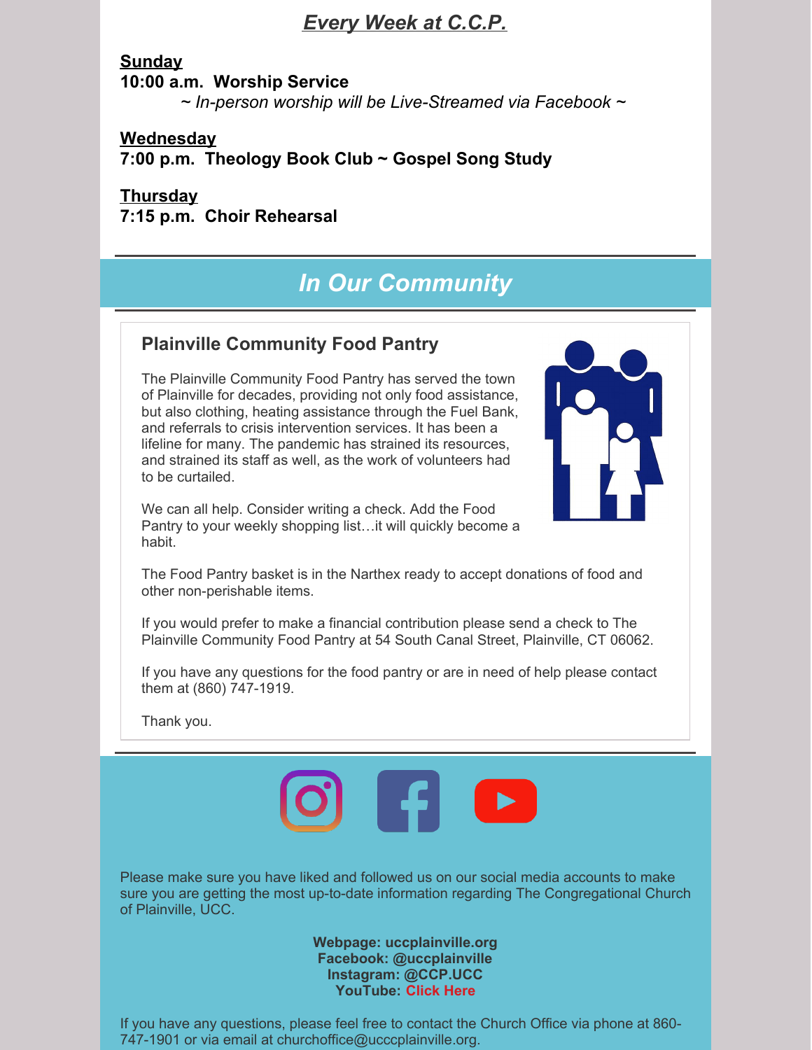## *Every Week at C.C.P.*

**Sunday**
**10:00 a.m. Worship Service**
*~ In-person worship will be Live-Streamed via Facebook ~*

**Wednesday**
**7:00 p.m. Theology Book Club ~ Gospel Song Study**

**Thursday**
**7:15 p.m. Choir Rehearsal**

---

## *In Our Community*

---

### Plainville Community Food Pantry

The Plainville Community Food Pantry has served the town of Plainville for decades, providing not only food assistance, but also clothing, heating assistance through the Fuel Bank, and referrals to crisis intervention services. It has been a lifeline for many. The pandemic has strained its resources, and strained its staff as well, as the work of volunteers had to be curtailed.

We can all help. Consider writing a check. Add the Food Pantry to your weekly shopping list…it will quickly become a habit.

The Food Pantry basket is in the Narthex ready to accept donations of food and other non-perishable items.

If you would prefer to make a financial contribution please send a check to The Plainville Community Food Pantry at 54 South Canal Street, Plainville, CT 06062.

If you have any questions for the food pantry or are in need of help please contact them at (860) 747-1919.

Thank you.

---

Please make sure you have liked and followed us on our social media accounts to make sure you are getting the most up-to-date information regarding The Congregational Church of Plainville, UCC.

**Webpage: uccplainville.org**
**Facebook: @uccplainville**
**Instagram: @CCP.UCC**
**YouTube: Click Here**

If you have any questions, please feel free to contact the Church Office via phone at 860-747-1901 or via email at churchoffice@ucccplainville.org.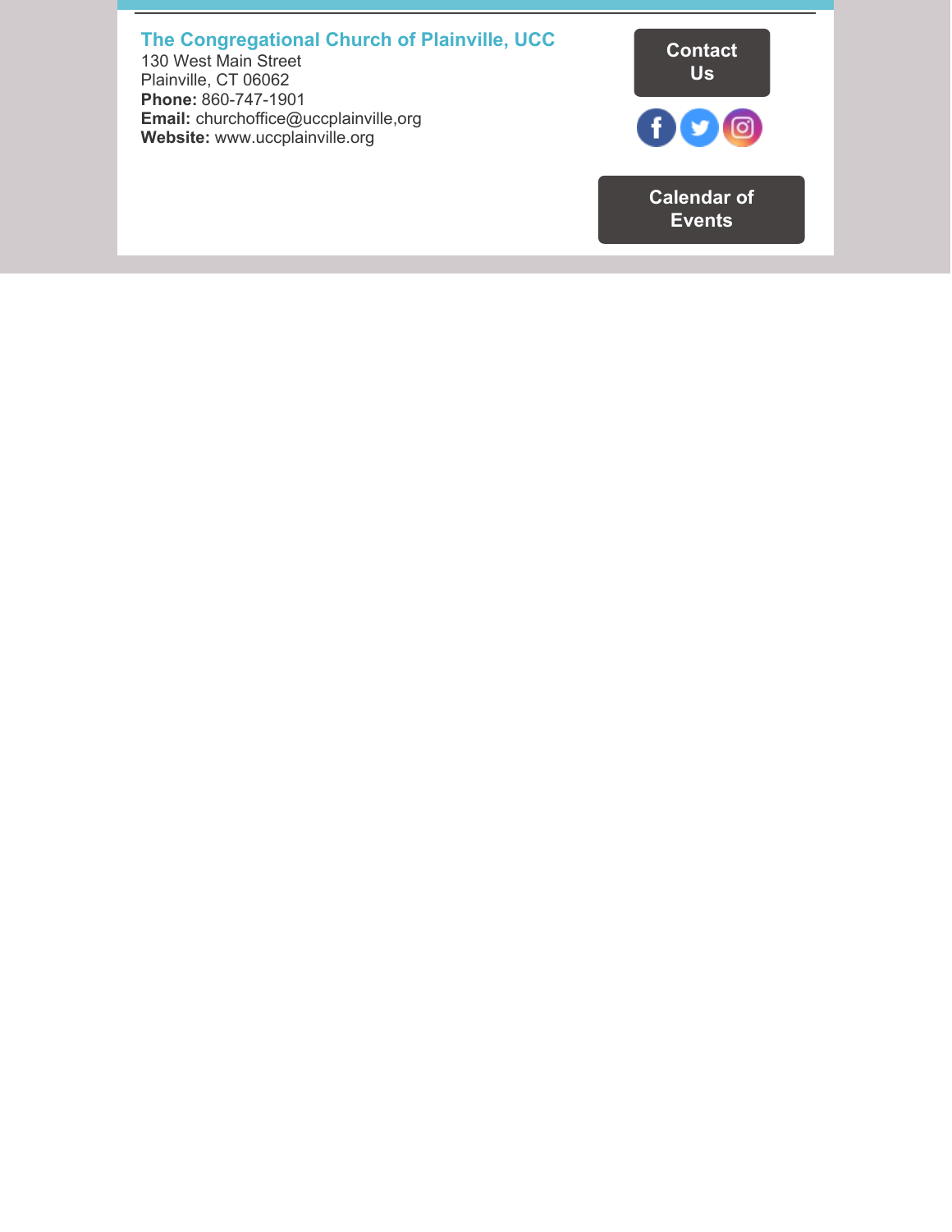**The Congregational Church of Plainville, UCC**
130 West Main Street
Plainville, CT 06062
**Phone:** 860-747-1901
**Email:** churchoffice@uccplainville,org
**Website:** www.uccplainville.org

Contact Us

Calendar of Events